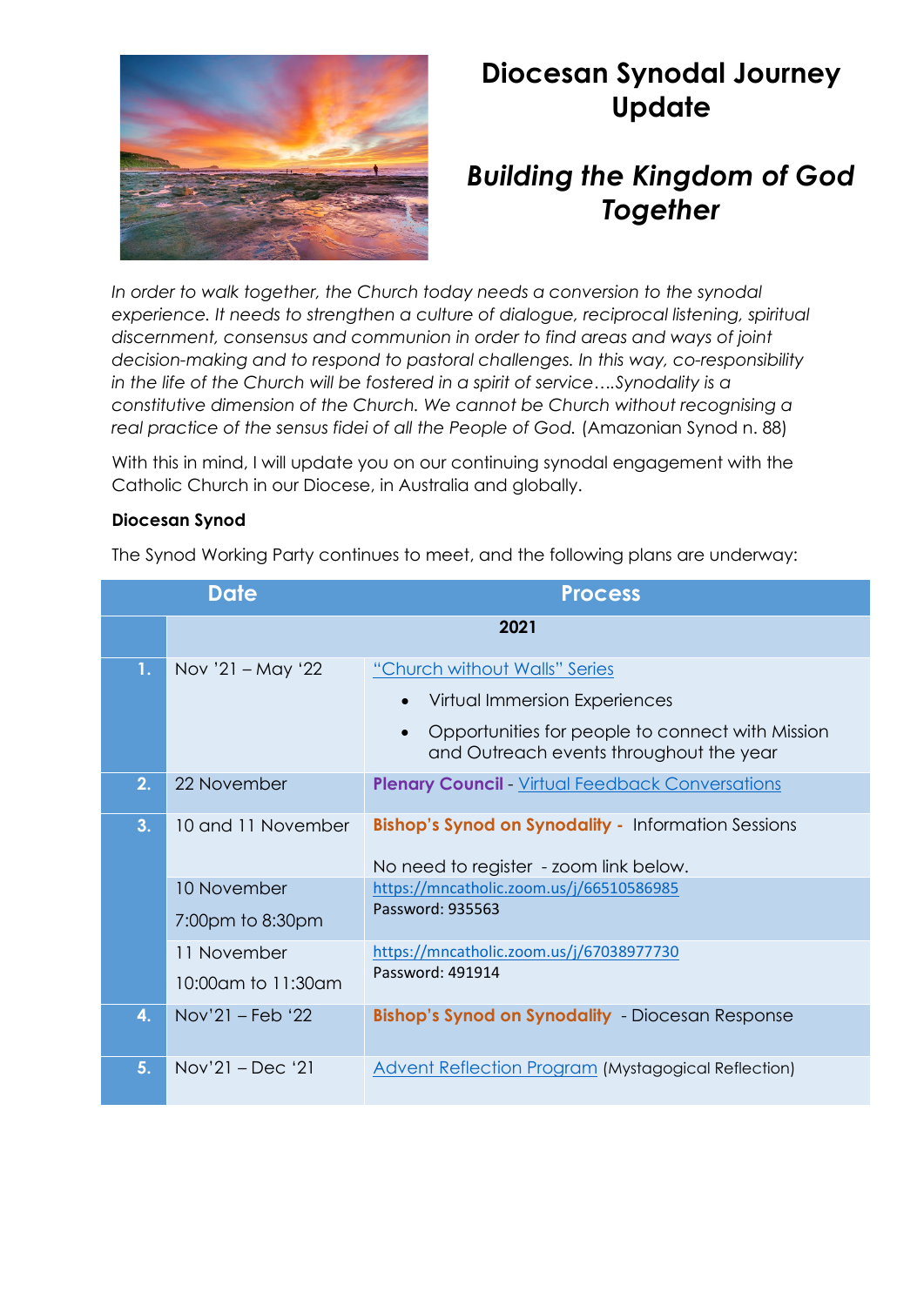# Diocesan Synodal Journey Update

## *Building the Kingdom of God Together*

*In order to walk together, the Church today needs a conversion to the synodal experience. It needs to strengthen a culture of dialogue, reciprocal listening, spiritual discernment, consensus and communion in order to find areas and ways of joint decision-making and to respond to pastoral challenges. In this way, co-responsibility in the life of the Church will be fostered in a spirit of service….Synodality is a constitutive dimension of the Church. We cannot be Church without recognising a real practice of the sensus fidei of all the People of God.* (Amazonian Synod n. 88)

With this in mind, I will update you on our continuing synodal engagement with the Catholic Church in our Diocese, in Australia and globally.

**Diocesan Synod**

The Synod Working Party continues to meet, and the following plans are underway:

| | Date | Process |
|---|---|---|
| | **2021** | |
| **1.** | Nov '21 – May '22 | "Church without Walls" Series<br>• Virtual Immersion Experiences<br>• Opportunities for people to connect with Mission and Outreach events throughout the year |
| **2.** | 22 November | **Plenary Council** - Virtual Feedback Conversations |
| **3.** | 10 and 11 November | **Bishop's Synod on Synodality** - Information Sessions<br><br>No need to register - zoom link below. |
| | 10 November<br>7:00pm to 8:30pm | https://mncatholic.zoom.us/j/66510586985<br>Password: 935563 |
| | 11 November<br>10:00am to 11:30am | https://mncatholic.zoom.us/j/67038977730<br>Password: 491914 |
| **4.** | Nov'21 – Feb '22 | **Bishop's Synod on Synodality** - Diocesan Response |
| **5.** | Nov'21 – Dec '21 | Advent Reflection Program (Mystagogical Reflection) |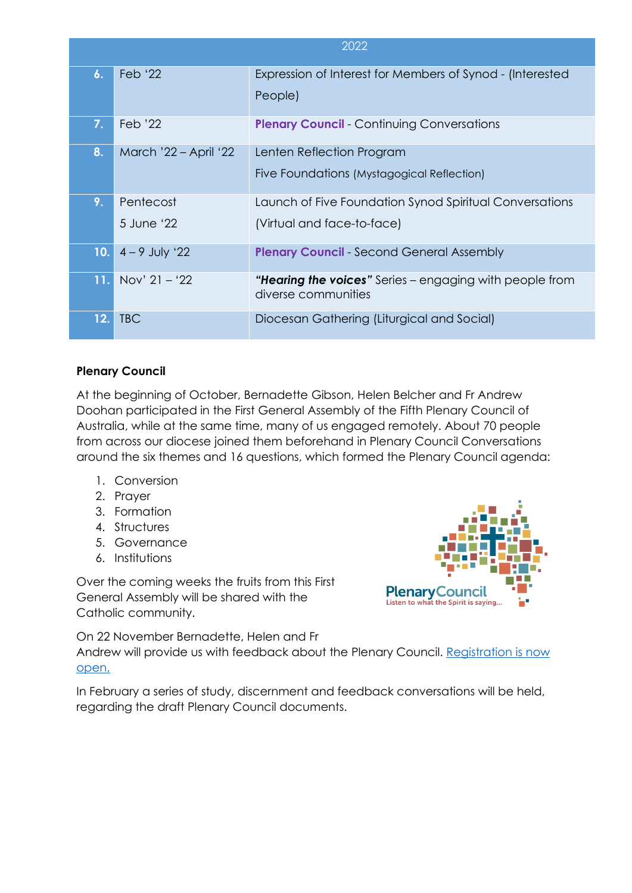| 2022 | | |
|---|---|---|
| **6.** | Feb '22 | Expression of Interest for Members of Synod - (Interested People) |
| **7.** | Feb '22 | **Plenary Council** - Continuing Conversations |
| **8.** | March '22 – April '22 | Lenten Reflection Program<br>Five Foundations (Mystagogical Reflection) |
| **9.** | Pentecost<br>5 June '22 | Launch of Five Foundation Synod Spiritual Conversations (Virtual and face-to-face) |
| **10.** | 4 – 9 July '22 | **Plenary Council** - Second General Assembly |
| **11.** | Nov' 21 – '22 | ***"Hearing the voices"*** Series – engaging with people from diverse communities |
| **12.** | TBC | Diocesan Gathering (Liturgical and Social) |

**Plenary Council**

At the beginning of October, Bernadette Gibson, Helen Belcher and Fr Andrew Doohan participated in the First General Assembly of the Fifth Plenary Council of Australia, while at the same time, many of us engaged remotely. About 70 people from across our diocese joined them beforehand in Plenary Council Conversations around the six themes and 16 questions, which formed the Plenary Council agenda:

1. Conversion
2. Prayer
3. Formation
4. Structures
5. Governance
6. Institutions

Over the coming weeks the fruits from this First General Assembly will be shared with the Catholic community.

PlenaryCouncil
Listen to what the Spirit is saying...

On 22 November Bernadette, Helen and Fr Andrew will provide us with feedback about the Plenary Council. Registration is now open.

In February a series of study, discernment and feedback conversations will be held, regarding the draft Plenary Council documents.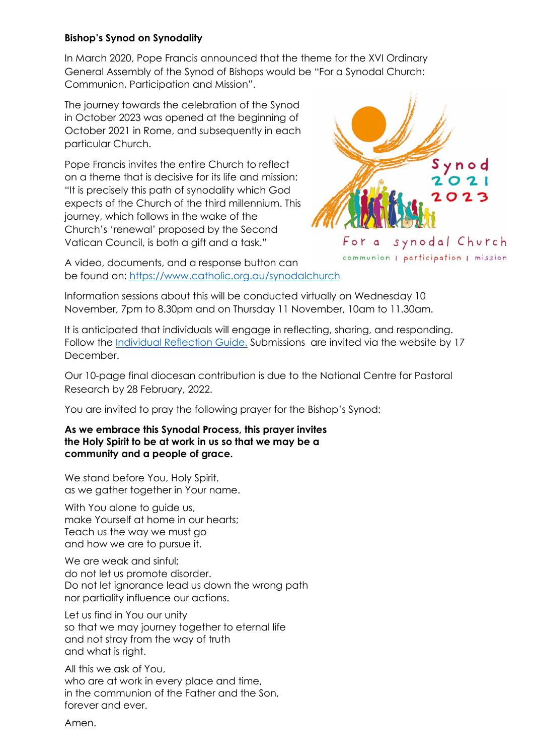**Bishop's Synod on Synodality**

In March 2020, Pope Francis announced that the theme for the XVI Ordinary General Assembly of the Synod of Bishops would be "For a Synodal Church: Communion, Participation and Mission".

The journey towards the celebration of the Synod in October 2023 was opened at the beginning of October 2021 in Rome, and subsequently in each particular Church.

Pope Francis invites the entire Church to reflect on a theme that is decisive for its life and mission: "It is precisely this path of synodality which God expects of the Church of the third millennium. This journey, which follows in the wake of the Church's 'renewal' proposed by the Second Vatican Council, is both a gift and a task."

A video, documents, and a response button can be found on: [https://www.catholic.org.au/synodalchurch](https://www.catholic.org.au/synodalchurch)

Information sessions about this will be conducted virtually on Wednesday 10 November, 7pm to 8.30pm and on Thursday 11 November, 10am to 11.30am.

It is anticipated that individuals will engage in reflecting, sharing, and responding. Follow the Individual Reflection Guide. Submissions are invited via the website by 17 December.

Our 10-page final diocesan contribution is due to the National Centre for Pastoral Research by 28 February, 2022.

You are invited to pray the following prayer for the Bishop's Synod:

**As we embrace this Synodal Process, this prayer invites the Holy Spirit to be at work in us so that we may be a community and a people of grace.**

We stand before You, Holy Spirit,
as we gather together in Your name.

With You alone to guide us,
make Yourself at home in our hearts;
Teach us the way we must go
and how we are to pursue it.

We are weak and sinful;
do not let us promote disorder.
Do not let ignorance lead us down the wrong path
nor partiality influence our actions.

Let us find in You our unity
so that we may journey together to eternal life
and not stray from the way of truth
and what is right.

All this we ask of You,
who are at work in every place and time,
in the communion of the Father and the Son,
forever and ever.

Amen.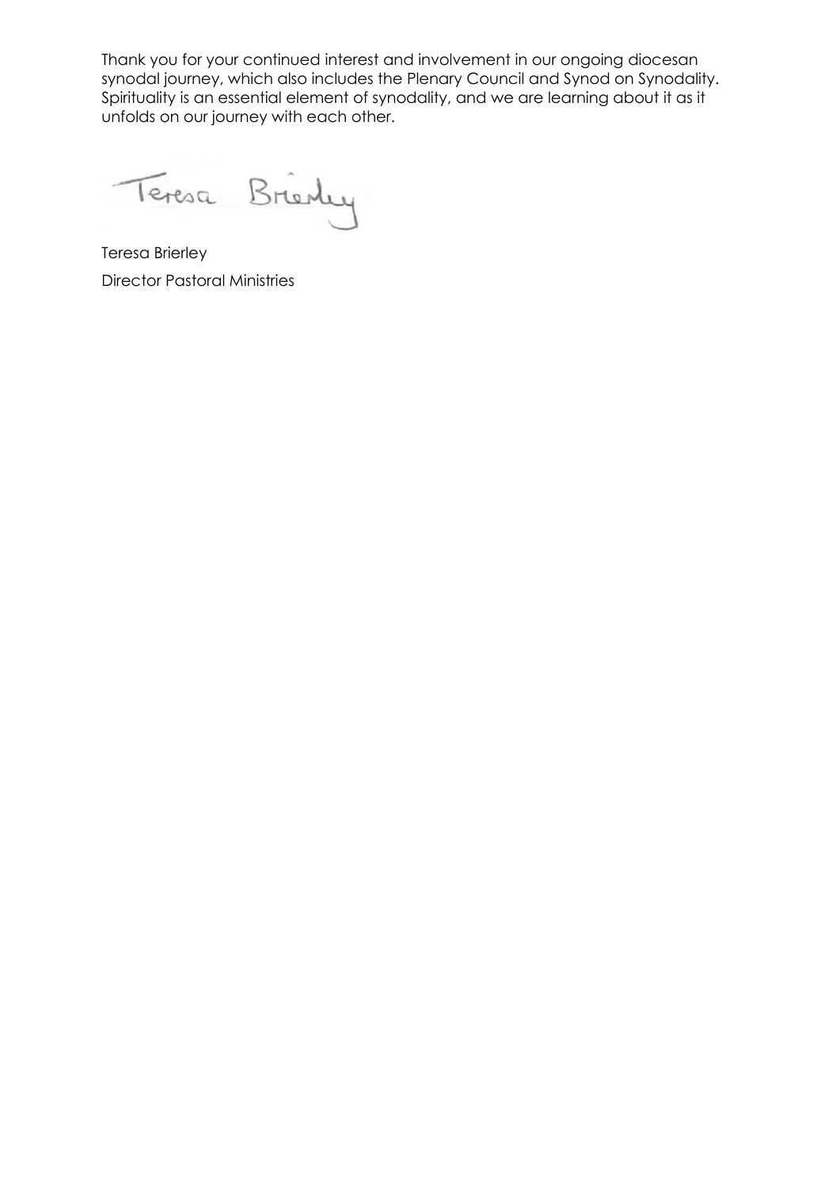Thank you for your continued interest and involvement in our ongoing diocesan synodal journey, which also includes the Plenary Council and Synod on Synodality. Spirituality is an essential element of synodality, and we are learning about it as it unfolds on our journey with each other.

Teresa Brierley

Teresa Brierley

Director Pastoral Ministries